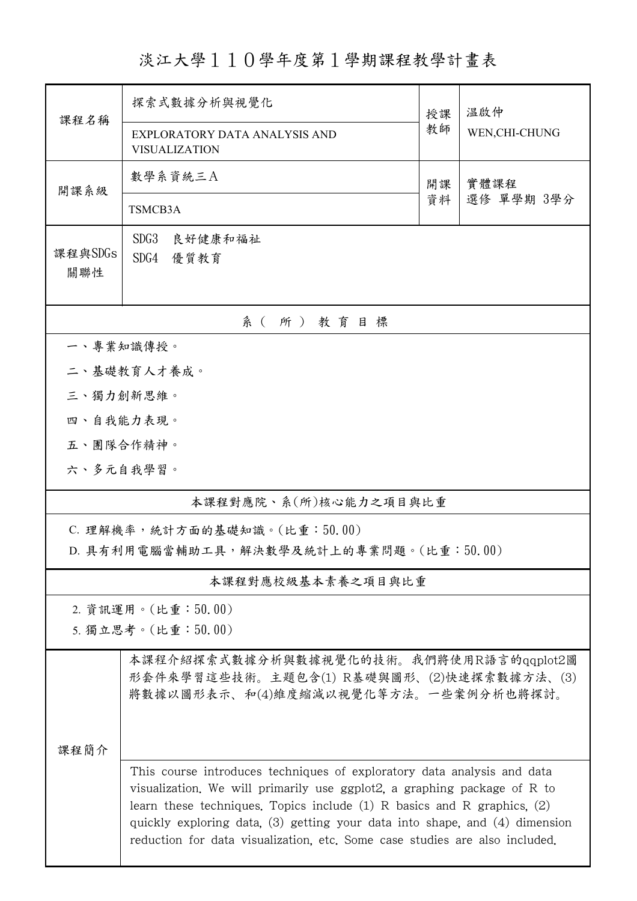# 淡江大學１１０學年度第１學期課程教學計畫表

| 課程名稱 | 探索式數據分析與視覺化 | 授課教師 | 溫啟仲 |
|---|---|---|---|
| | EXPLORATORY DATA ANALYSIS AND VISUALIZATION | | WEN,CHI-CHUNG |
| 開課系級 | 數學系資統三Ａ | 開課資料 | 實體課程<br>選修 單學期 3學分 |
| | TSMCB3A | | |
| 課程與SDGs關聯性 | SDG3 良好健康和福祉<br>SDG4 優質教育 | | |

## 系（所）教育目標

一、專業知識傳授。

二、基礎教育人才養成。

三、獨力創新思維。

四、自我能力表現。

五、團隊合作精神。

六、多元自我學習。

## 本課程對應院、系(所)核心能力之項目與比重

C. 理解機率，統計方面的基礎知識。(比重：50.00)

D. 具有利用電腦當輔助工具，解決數學及統計上的專業問題。(比重：50.00)

## 本課程對應校級基本素養之項目與比重

2. 資訊運用。(比重：50.00)

5. 獨立思考。(比重：50.00)

## 課程簡介

本課程介紹探索式數據分析與數據視覺化的技術。我們將使用R語言的ggplot2圖形套件來學習這些技術。主題包含(1) R基礎與圖形、(2)快速探索數據方法、(3)將數據以圖形表示、和(4)維度縮減以視覺化等方法。一些案例分析也將探討。

This course introduces techniques of exploratory data analysis and data visualization. We will primarily use ggplot2, a graphing package of R to learn these techniques. Topics include (1) R basics and R graphics, (2) quickly exploring data, (3) getting your data into shape, and (4) dimension reduction for data visualization, etc. Some case studies are also included.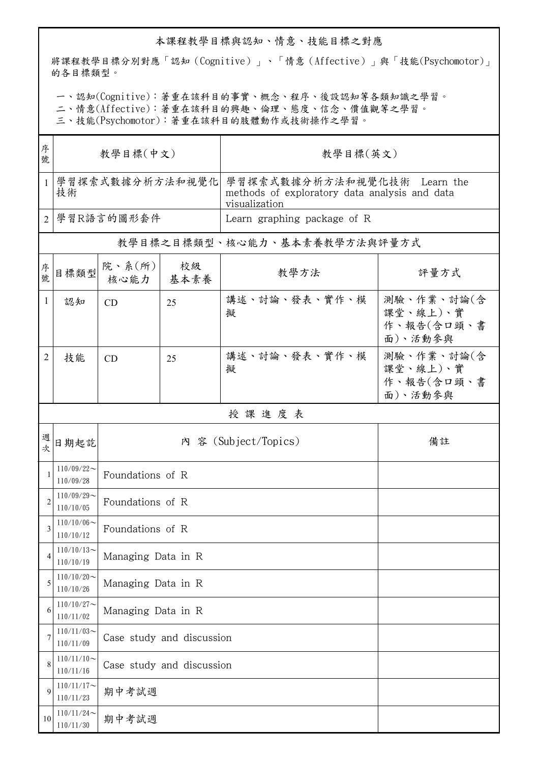## 本課程教學目標與認知、情意、技能目標之對應

將課程教學目標分別對應「認知（Cognitive）」、「情意（Affective）」與「技能(Psychomotor)」的各目標類型。

一、認知(Cognitive)：著重在該科目的事實、概念、程序、後設認知等各類知識之學習。
二、情意(Affective)：著重在該科目的興趣、倫理、態度、信念、價值觀等之學習。
三、技能(Psychomotor)：著重在該科目的肢體動作或技術操作之學習。

| 序號 | 教學目標(中文) | 教學目標(英文) |
|---|---|---|
| 1 | 學習探索式數據分析方法和視覺化技術 | 學習探索式數據分析方法和視覺化技術 Learn the methods of exploratory data analysis and data visualization |
| 2 | 學習R語言的圖形套件 | Learn graphing package of R |

## 教學目標之目標類型、核心能力、基本素養教學方法與評量方式

| 序號 | 目標類型 | 院、系(所)核心能力 | 校級基本素養 | 教學方法 | 評量方式 |
|---|---|---|---|---|---|
| 1 | 認知 | CD | 25 | 講述、討論、發表、實作、模擬 | 測驗、作業、討論(含課堂、線上)、實作、報告(含口頭、書面)、活動參與 |
| 2 | 技能 | CD | 25 | 講述、討論、發表、實作、模擬 | 測驗、作業、討論(含課堂、線上)、實作、報告(含口頭、書面)、活動參與 |

## 授 課 進 度 表

| 週次 | 日期起訖 | 內 容 (Subject/Topics) | 備註 |
|---|---|---|---|
| 1 | 110/09/22～110/09/28 | Foundations of R | |
| 2 | 110/09/29～110/10/05 | Foundations of R | |
| 3 | 110/10/06～110/10/12 | Foundations of R | |
| 4 | 110/10/13～110/10/19 | Managing Data in R | |
| 5 | 110/10/20～110/10/26 | Managing Data in R | |
| 6 | 110/10/27～110/11/02 | Managing Data in R | |
| 7 | 110/11/03～110/11/09 | Case study and discussion | |
| 8 | 110/11/10～110/11/16 | Case study and discussion | |
| 9 | 110/11/17～110/11/23 | 期中考試週 | |
| 10 | 110/11/24～110/11/30 | 期中考試週 | |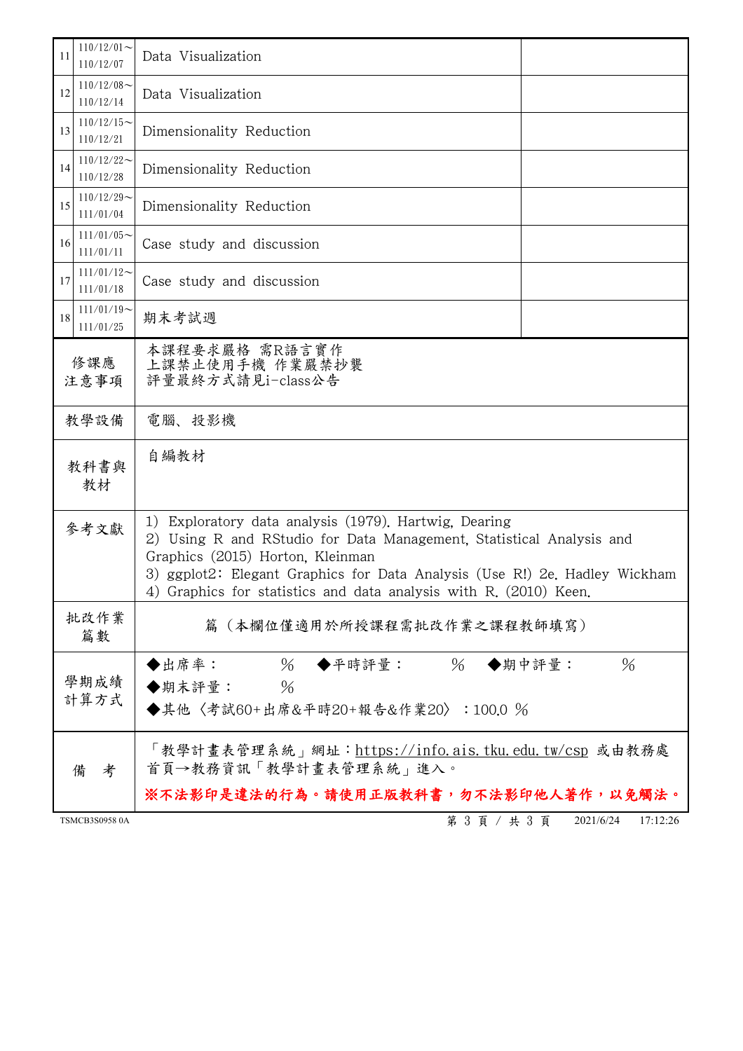| | | | |
|---|---|---|---|
| 11 | 110/12/01～110/12/07 | Data Visualization | |
| 12 | 110/12/08～110/12/14 | Data Visualization | |
| 13 | 110/12/15～110/12/21 | Dimensionality Reduction | |
| 14 | 110/12/22～110/12/28 | Dimensionality Reduction | |
| 15 | 110/12/29～111/01/04 | Dimensionality Reduction | |
| 16 | 111/01/05～111/01/11 | Case study and discussion | |
| 17 | 111/01/12～111/01/18 | Case study and discussion | |
| 18 | 111/01/19～111/01/25 | 期末考試週 | |

| | |
|---|---|
| 修課應注意事項 | 本課程要求嚴格 需R語言實作<br>上課禁止使用手機 作業嚴禁抄襲<br>評量最終方式請見i-class公告 |
| 教學設備 | 電腦、投影機 |
| 教科書與教材 | 自編教材 |
| 參考文獻 | 1) Exploratory data analysis (1979). Hartwig, Dearing<br>2) Using R and RStudio for Data Management, Statistical Analysis and Graphics (2015) Horton, Kleinman<br>3) ggplot2: Elegant Graphics for Data Analysis (Use R!) 2e. Hadley Wickham<br>4) Graphics for statistics and data analysis with R. (2010) Keen. |
| 批改作業篇數 | 篇（本欄位僅適用於所授課程需批改作業之課程教師填寫） |
| 學期成績計算方式 | ◆出席率： ％ ◆平時評量： ％ ◆期中評量： ％<br>◆期末評量： ％<br>◆其他〈考試60+出席&平時20+報告&作業20〉：100.0 ％ |
| 備　考 | 「教學計畫表管理系統」網址：https://info.ais.tku.edu.tw/csp 或由教務處首頁→教務資訊「教學計畫表管理系統」進入。<br>**※不法影印是違法的行為。請使用正版教科書，勿不法影印他人著作，以免觸法。** |

TSMCB3S0958 0A　　2021/6/24　17:12:26